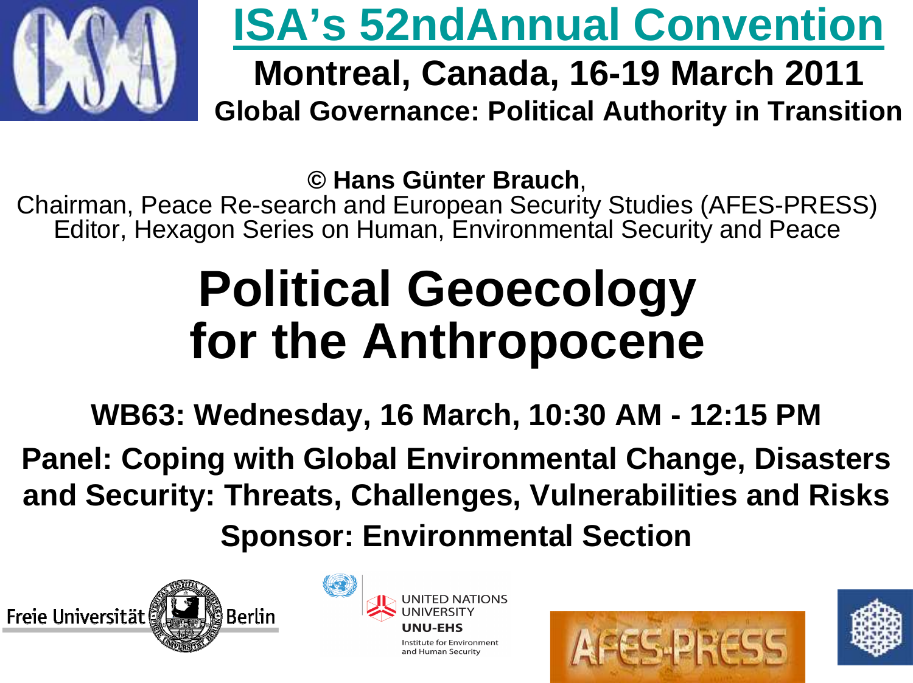# ISA's 52ndAnnual Convention

**Montreal, Canada, 16-19 March 2011**

**Global Governance: Political Authority in Transition**

© **Hans Günter Brauch**,
Chairman, Peace Re-search and European Security Studies (AFES-PRESS)
Editor, Hexagon Series on Human, Environmental Security and Peace

# Political Geoecology for the Anthropocene

**WB63: Wednesday, 16 March, 10:30 AM - 12:15 PM**

**Panel: Coping with Global Environmental Change, Disasters and Security: Threats, Challenges, Vulnerabilities and Risks**

**Sponsor: Environmental Section**

Freie Universität Berlin

UNITED NATIONS UNIVERSITY
UNU-EHS
Institute for Environment and Human Security

AFES-PRESS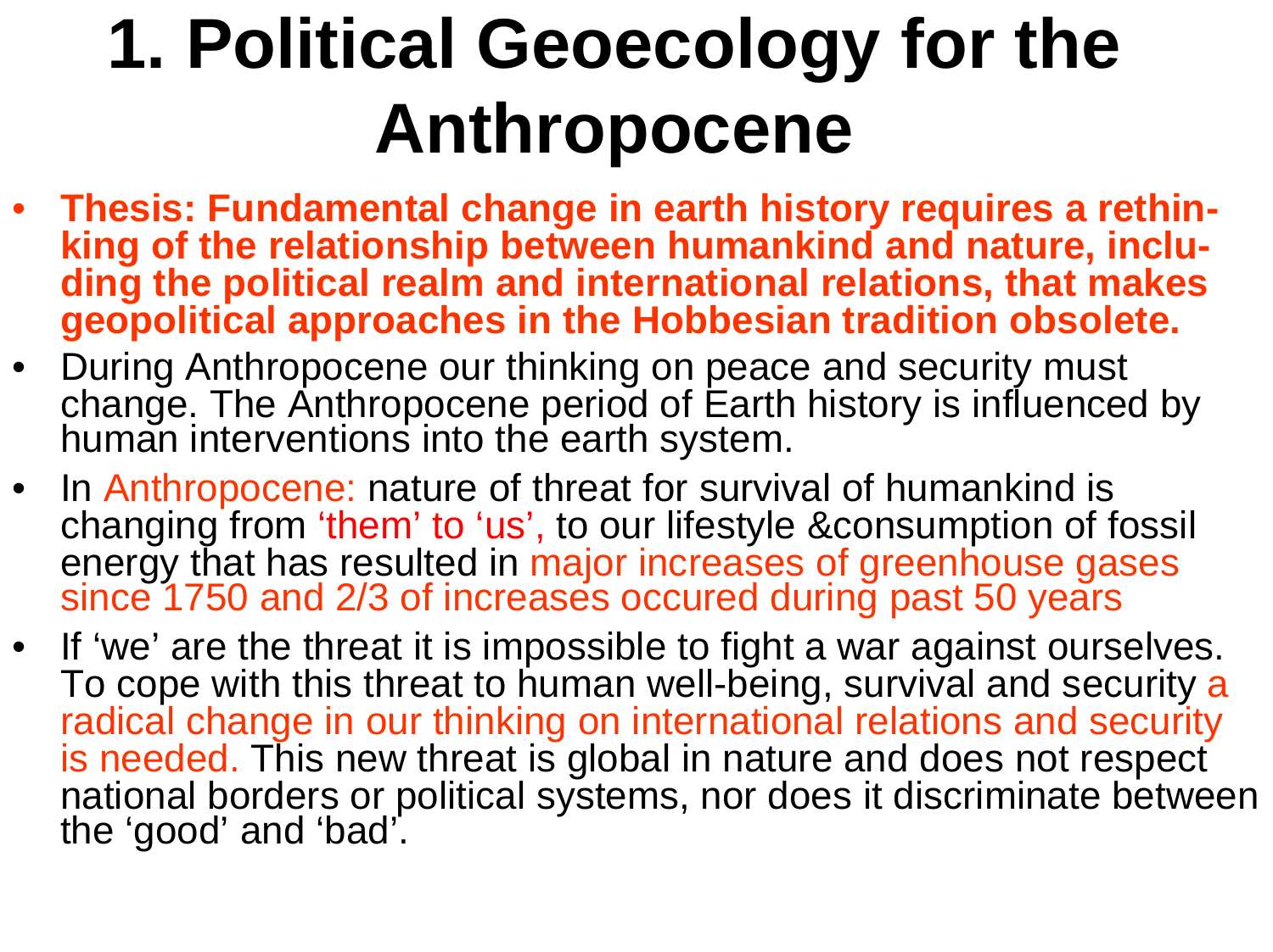# 1. Political Geoecology for the Anthropocene

- **Thesis: Fundamental change in earth history requires a rethinking of the relationship between humankind and nature, including the political realm and international relations, that makes geopolitical approaches in the Hobbesian tradition obsolete.**
- During Anthropocene our thinking on peace and security must change. The Anthropocene period of Earth history is influenced by human interventions into the earth system.
- In Anthropocene: nature of threat for survival of humankind is changing from 'them' to 'us', to our lifestyle &consumption of fossil energy that has resulted in major increases of greenhouse gases since 1750 and 2/3 of increases occured during past 50 years
- If 'we' are the threat it is impossible to fight a war against ourselves. To cope with this threat to human well-being, survival and security a radical change in our thinking on international relations and security is needed. This new threat is global in nature and does not respect national borders or political systems, nor does it discriminate between the 'good' and 'bad'.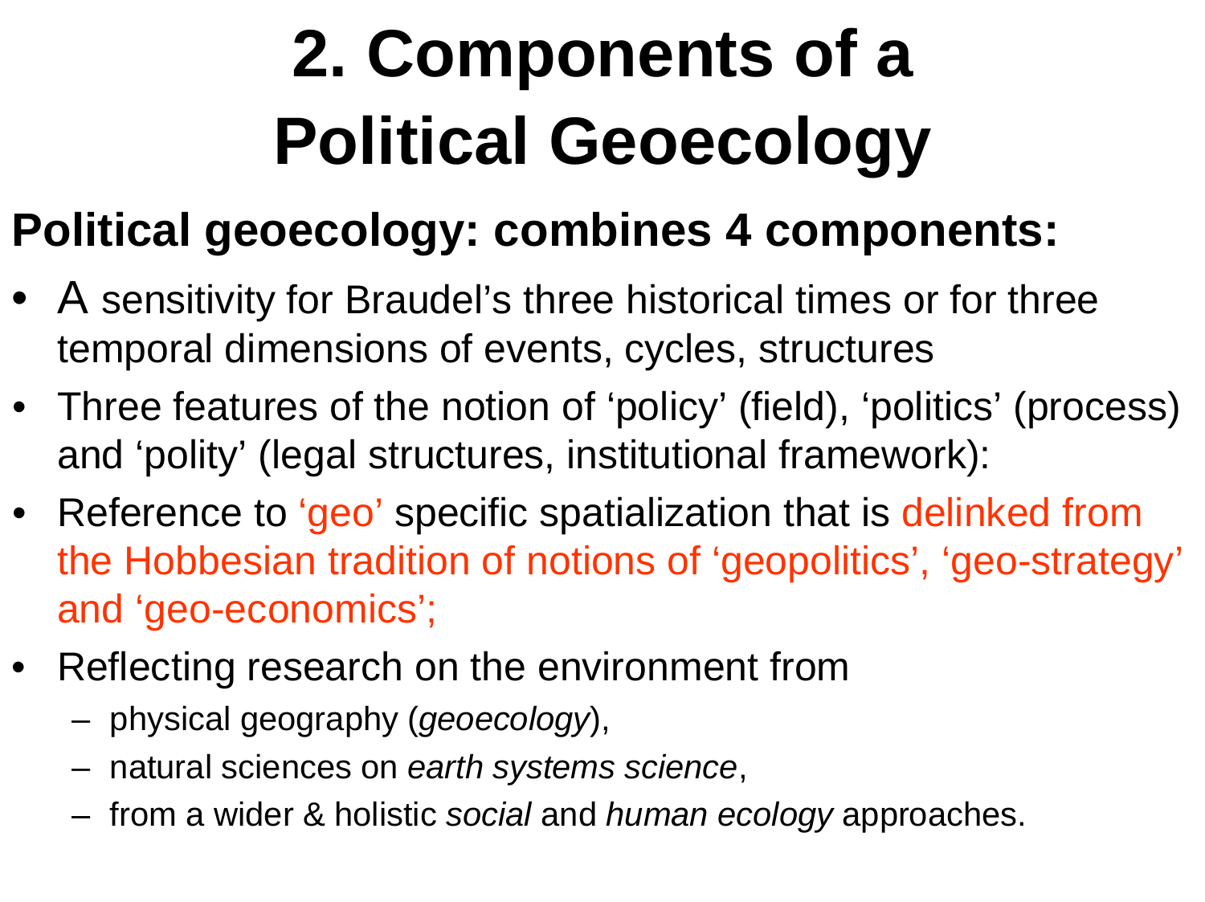# 2. Components of a Political Geoecology

**Political geoecology: combines 4 components:**

- A sensitivity for Braudel's three historical times or for three temporal dimensions of events, cycles, structures
- Three features of the notion of 'policy' (field), 'politics' (process) and 'polity' (legal structures, institutional framework):
- Reference to 'geo' specific spatialization that is delinked from the Hobbesian tradition of notions of 'geopolitics', 'geo-strategy' and 'geo-economics';
- Reflecting research on the environment from
  - physical geography (*geoecology*),
  - natural sciences on *earth systems science*,
  - from a wider & holistic *social* and *human ecology* approaches.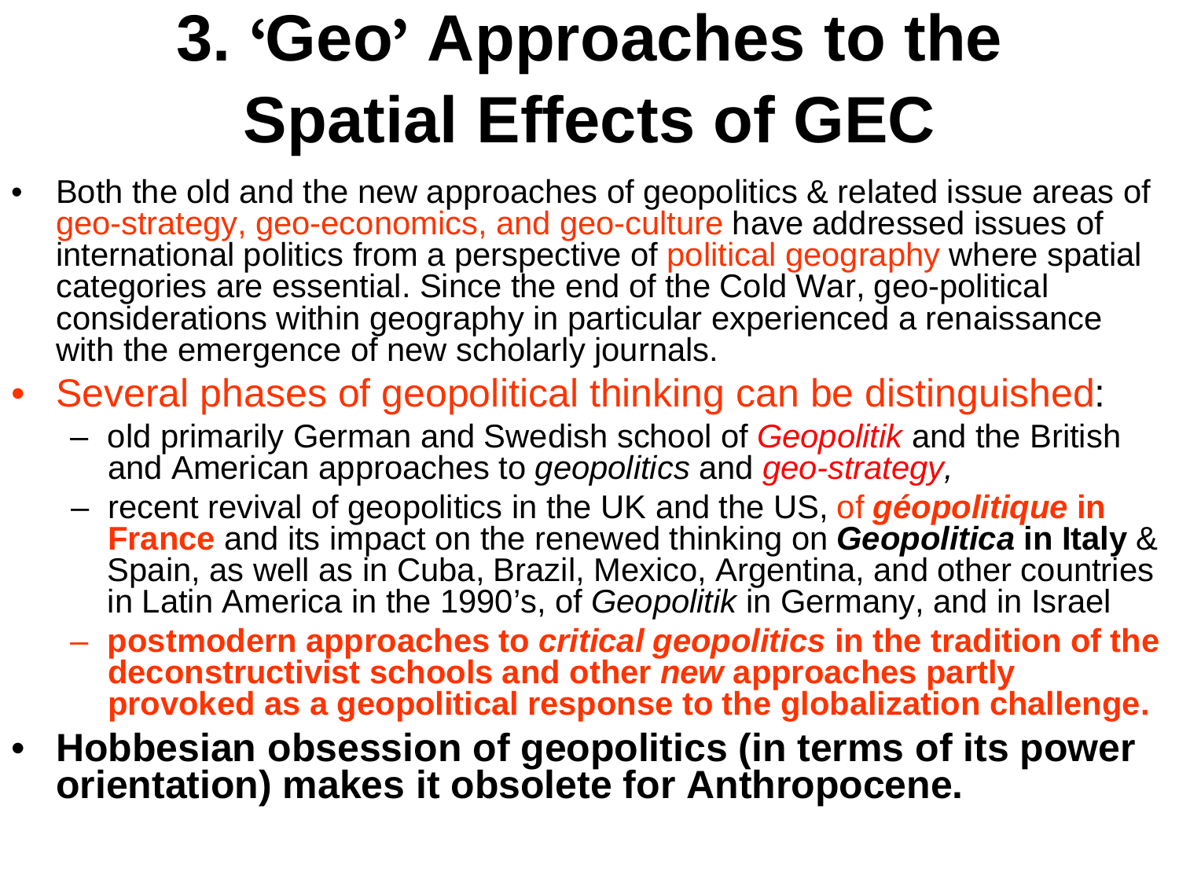# 3. 'Geo' Approaches to the Spatial Effects of GEC

- Both the old and the new approaches of geopolitics & related issue areas of geo-strategy, geo-economics, and geo-culture have addressed issues of international politics from a perspective of political geography where spatial categories are essential. Since the end of the Cold War, geo-political considerations within geography in particular experienced a renaissance with the emergence of new scholarly journals.
- Several phases of geopolitical thinking can be distinguished:
  - old primarily German and Swedish school of *Geopolitik* and the British and American approaches to *geopolitics* and *geo-strategy,*
  - recent revival of geopolitics in the UK and the US, of ***géopolitique* in France** and its impact on the renewed thinking on ***Geopolitica* in Italy** & Spain, as well as in Cuba, Brazil, Mexico, Argentina, and other countries in Latin America in the 1990's, of *Geopolitik* in Germany, and in Israel
  - **postmodern approaches to *critical geopolitics* in the tradition of the deconstructivist schools and other *new* approaches partly provoked as a geopolitical response to the globalization challenge.**
- **Hobbesian obsession of geopolitics (in terms of its power orientation) makes it obsolete for Anthropocene.**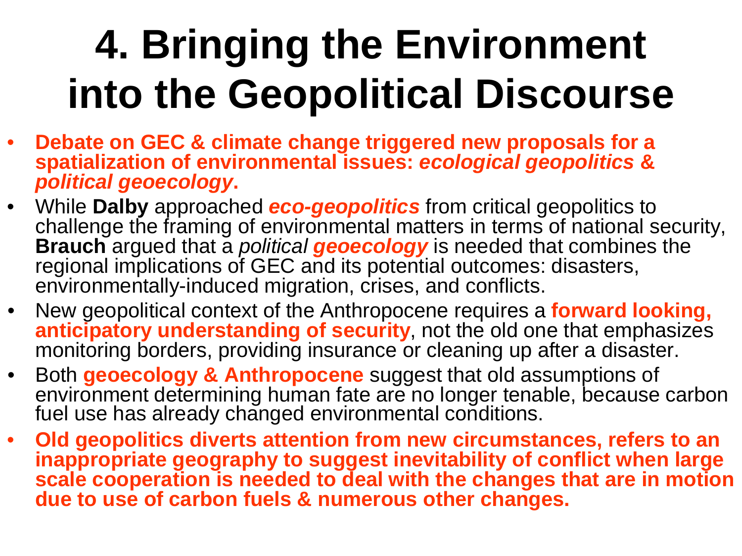# 4. Bringing the Environment into the Geopolitical Discourse

- **Debate on GEC & climate change triggered new proposals for a spatialization of environmental issues: *ecological geopolitics* & *political geoecology*.**
- While **Dalby** approached ***eco-geopolitics*** from critical geopolitics to challenge the framing of environmental matters in terms of national security, **Brauch** argued that a *political* ***geoecology*** is needed that combines the regional implications of GEC and its potential outcomes: disasters, environmentally-induced migration, crises, and conflicts.
- New geopolitical context of the Anthropocene requires a **forward looking, anticipatory understanding of security**, not the old one that emphasizes monitoring borders, providing insurance or cleaning up after a disaster.
- Both **geoecology & Anthropocene** suggest that old assumptions of environment determining human fate are no longer tenable, because carbon fuel use has already changed environmental conditions.
- **Old geopolitics diverts attention from new circumstances, refers to an inappropriate geography to suggest inevitability of conflict when large scale cooperation is needed to deal with the changes that are in motion due to use of carbon fuels & numerous other changes.**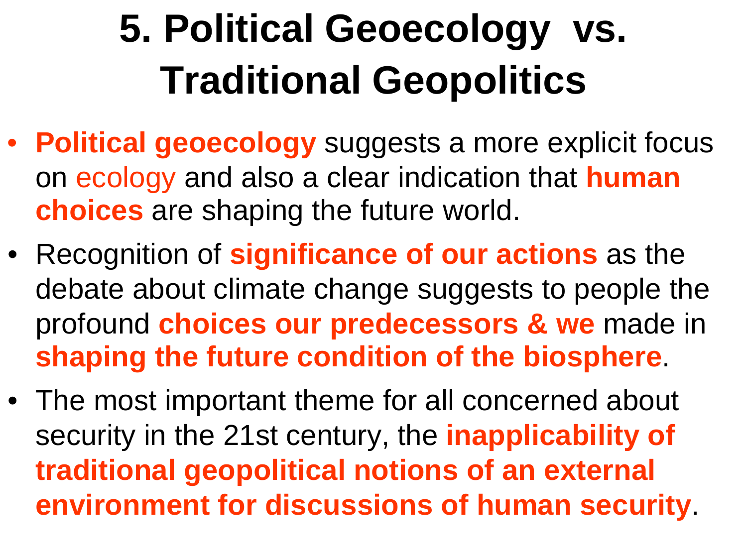# 5. Political Geoecology vs. Traditional Geopolitics

- **Political geoecology** suggests a more explicit focus on ecology and also a clear indication that **human choices** are shaping the future world.
- Recognition of **significance of our actions** as the debate about climate change suggests to people the profound **choices our predecessors & we** made in **shaping the future condition of the biosphere**.
- The most important theme for all concerned about security in the 21st century, the **inapplicability of traditional geopolitical notions of an external environment for discussions of human security**.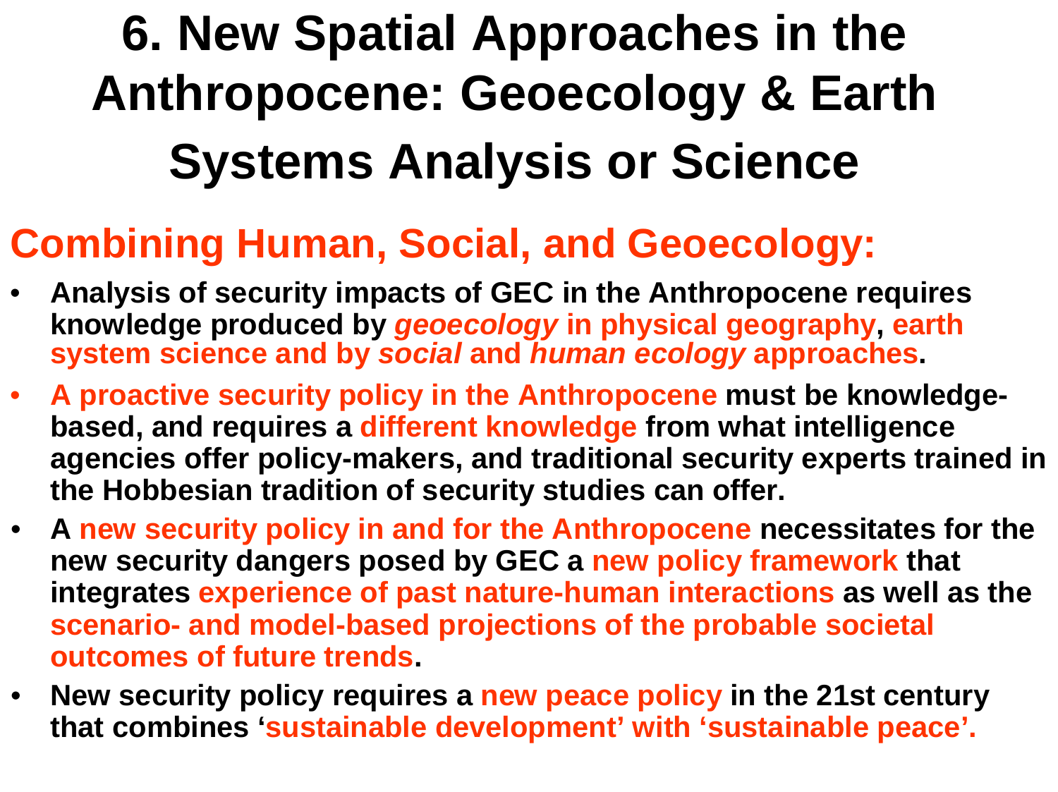# 6. New Spatial Approaches in the Anthropocene: Geoecology & Earth Systems Analysis or Science

## Combining Human, Social, and Geoecology:

- **Analysis of security impacts of GEC in the Anthropocene requires knowledge produced by *geoecology* in physical geography, earth system science and by *social* and *human ecology* approaches.**
- **A proactive security policy in the Anthropocene must be knowledge-based, and requires a different knowledge from what intelligence agencies offer policy-makers, and traditional security experts trained in the Hobbesian tradition of security studies can offer.**
- **A new security policy in and for the Anthropocene necessitates for the new security dangers posed by GEC a new policy framework that integrates experience of past nature-human interactions as well as the scenario- and model-based projections of the probable societal outcomes of future trends.**
- **New security policy requires a new peace policy in the 21st century that combines 'sustainable development' with 'sustainable peace'.**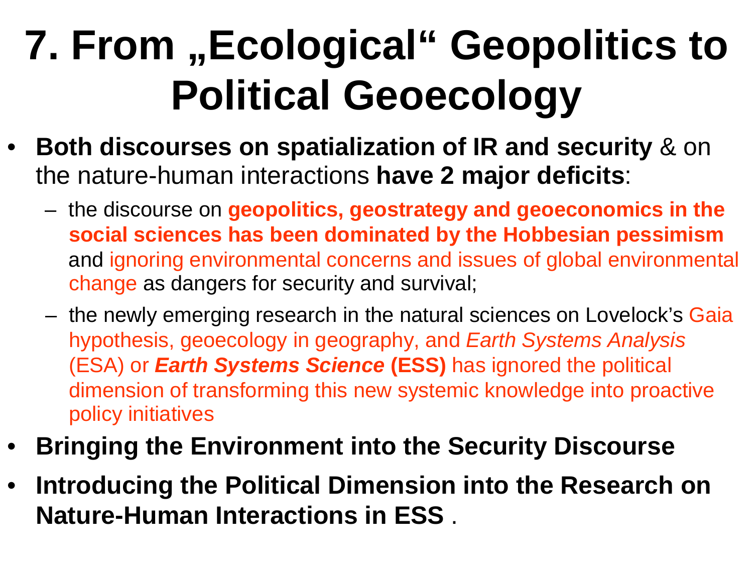# 7. From „Ecological" Geopolitics to Political Geoecology

- **Both discourses on spatialization of IR and security** & on the nature-human interactions **have 2 major deficits**:
  - the discourse on **geopolitics, geostrategy and geoeconomics in the social sciences has been dominated by the Hobbesian pessimism** and ignoring environmental concerns and issues of global environmental change as dangers for security and survival;
  - the newly emerging research in the natural sciences on Lovelock's Gaia hypothesis, geoecology in geography, and *Earth Systems Analysis* (ESA) or ***Earth Systems Science* (ESS)** has ignored the political dimension of transforming this new systemic knowledge into proactive policy initiatives
- **Bringing the Environment into the Security Discourse**
- **Introducing the Political Dimension into the Research on Nature-Human Interactions in ESS** .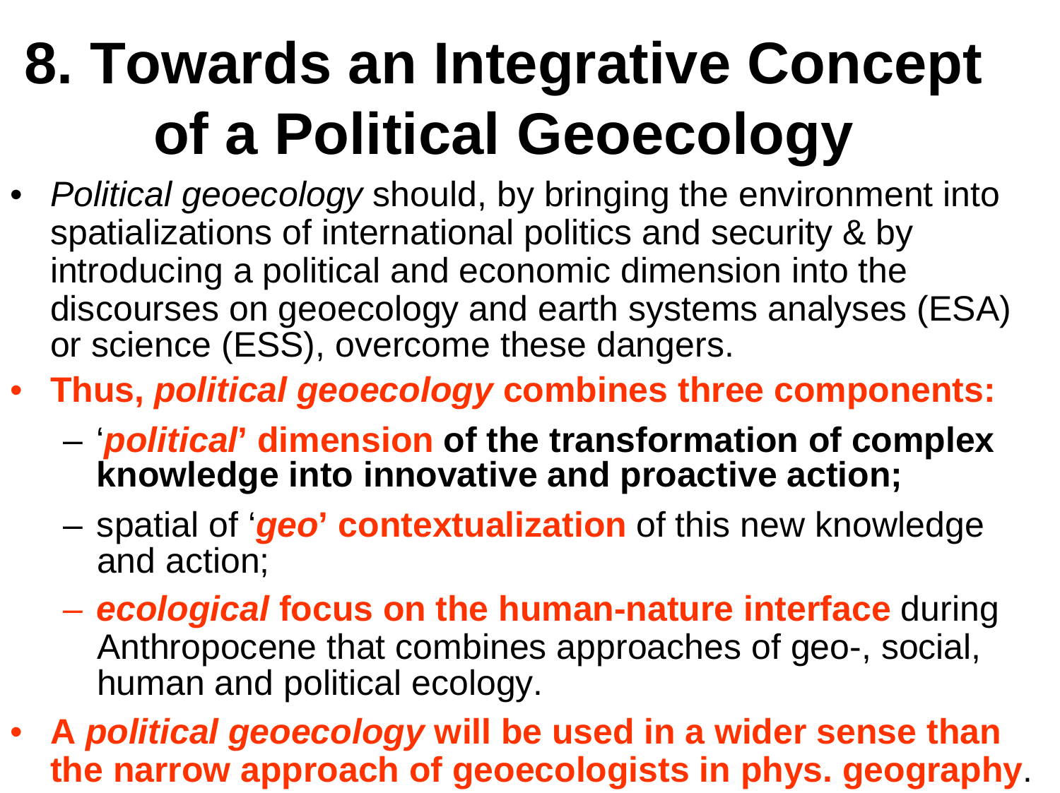# 8. Towards an Integrative Concept of a Political Geoecology

- *Political geoecology* should, by bringing the environment into spatializations of international politics and security & by introducing a political and economic dimension into the discourses on geoecology and earth systems analyses (ESA) or science (ESS), overcome these dangers.
- **Thus, *political geoecology* combines three components:**
  - ‘***political*’ dimension of the transformation of complex knowledge into innovative and proactive action;**
  - spatial of ‘***geo*’ contextualization** of this new knowledge and action;
  - ***ecological* focus on the human-nature interface** during Anthropocene that combines approaches of geo-, social, human and political ecology.
- **A *political geoecology* will be used in a wider sense than the narrow approach of geoecologists in phys. geography**.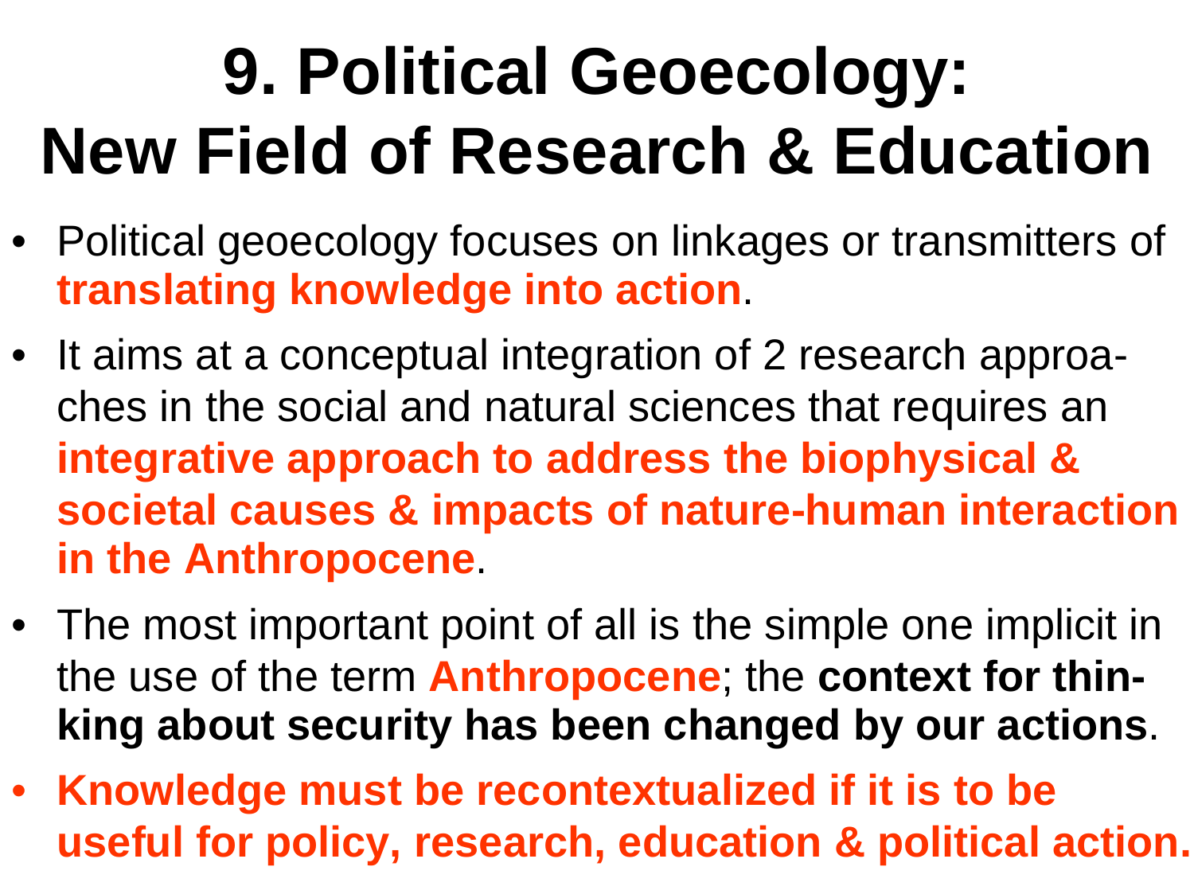# 9. Political Geoecology: New Field of Research & Education

- Political geoecology focuses on linkages or transmitters of **translating knowledge into action**.
- It aims at a conceptual integration of 2 research approaches in the social and natural sciences that requires an **integrative approach to address the biophysical & societal causes & impacts of nature-human interaction in the Anthropocene**.
- The most important point of all is the simple one implicit in the use of the term **Anthropocene**; the **context for thinking about security has been changed by our actions**.
- **Knowledge must be recontextualized if it is to be useful for policy, research, education & political action.**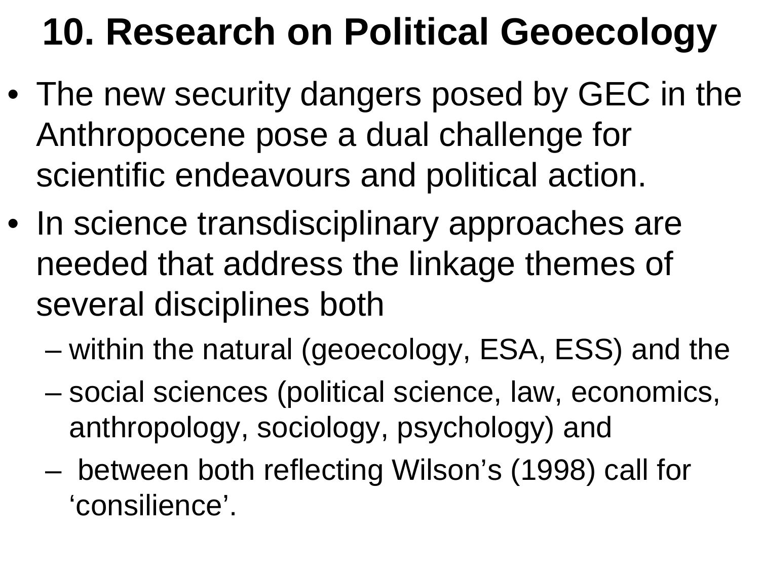# 10. Research on Political Geoecology

- The new security dangers posed by GEC in the Anthropocene pose a dual challenge for scientific endeavours and political action.
- In science transdisciplinary approaches are needed that address the linkage themes of several disciplines both
  - within the natural (geoecology, ESA, ESS) and the
  - social sciences (political science, law, economics, anthropology, sociology, psychology) and
  - between both reflecting Wilson's (1998) call for 'consilience'.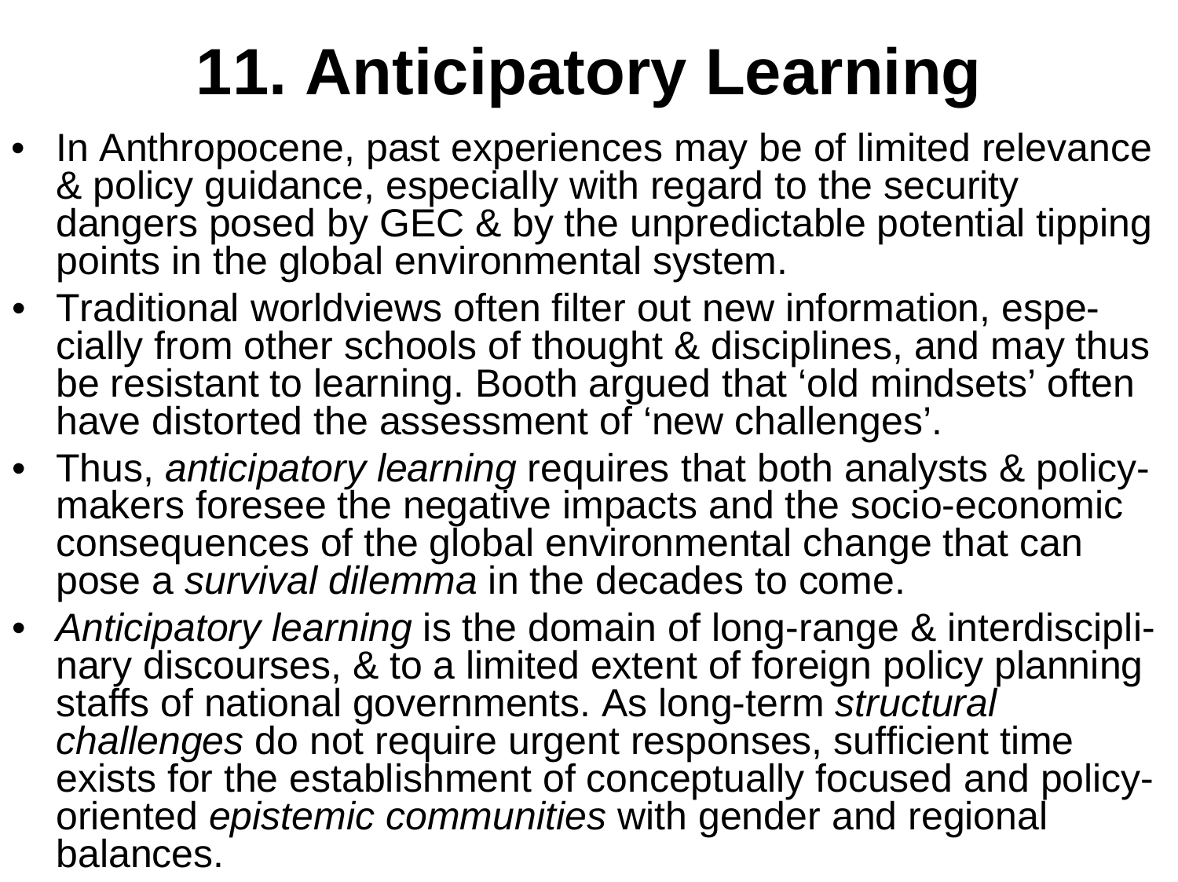# 11. Anticipatory Learning

- In Anthropocene, past experiences may be of limited relevance & policy guidance, especially with regard to the security dangers posed by GEC & by the unpredictable potential tipping points in the global environmental system.
- Traditional worldviews often filter out new information, especially from other schools of thought & disciplines, and may thus be resistant to learning. Booth argued that 'old mindsets' often have distorted the assessment of 'new challenges'.
- Thus, *anticipatory learning* requires that both analysts & policy-makers foresee the negative impacts and the socio-economic consequences of the global environmental change that can pose a *survival dilemma* in the decades to come.
- *Anticipatory learning* is the domain of long-range & interdisciplinary discourses, & to a limited extent of foreign policy planning staffs of national governments. As long-term *structural challenges* do not require urgent responses, sufficient time exists for the establishment of conceptually focused and policy-oriented *epistemic communities* with gender and regional balances.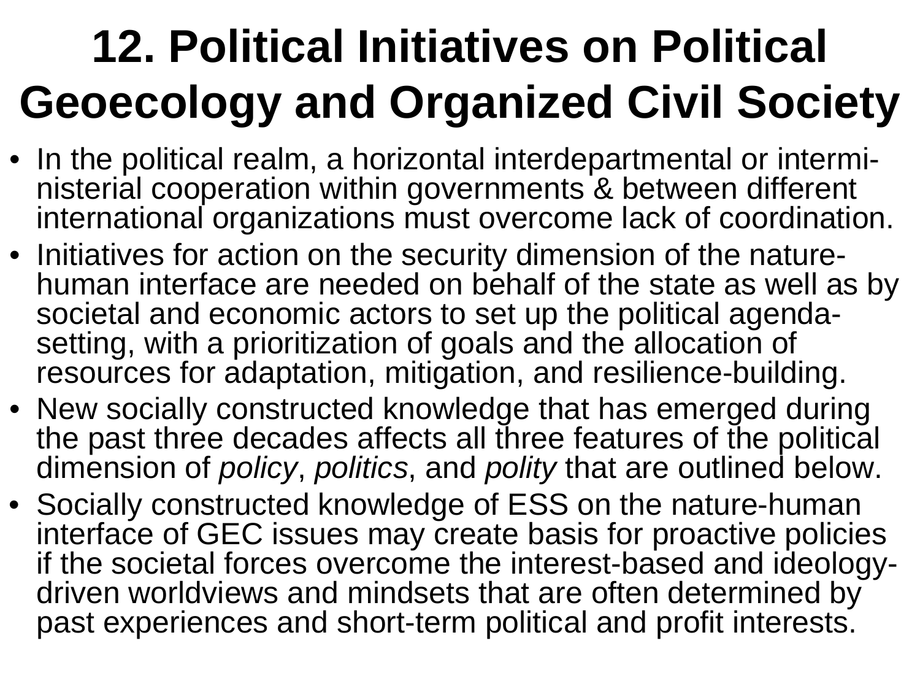# 12. Political Initiatives on Political Geoecology and Organized Civil Society

- In the political realm, a horizontal interdepartmental or interministerial cooperation within governments & between different international organizations must overcome lack of coordination.
- Initiatives for action on the security dimension of the nature-human interface are needed on behalf of the state as well as by societal and economic actors to set up the political agenda-setting, with a prioritization of goals and the allocation of resources for adaptation, mitigation, and resilience-building.
- New socially constructed knowledge that has emerged during the past three decades affects all three features of the political dimension of *policy*, *politics*, and *polity* that are outlined below.
- Socially constructed knowledge of ESS on the nature-human interface of GEC issues may create basis for proactive policies if the societal forces overcome the interest-based and ideology-driven worldviews and mindsets that are often determined by past experiences and short-term political and profit interests.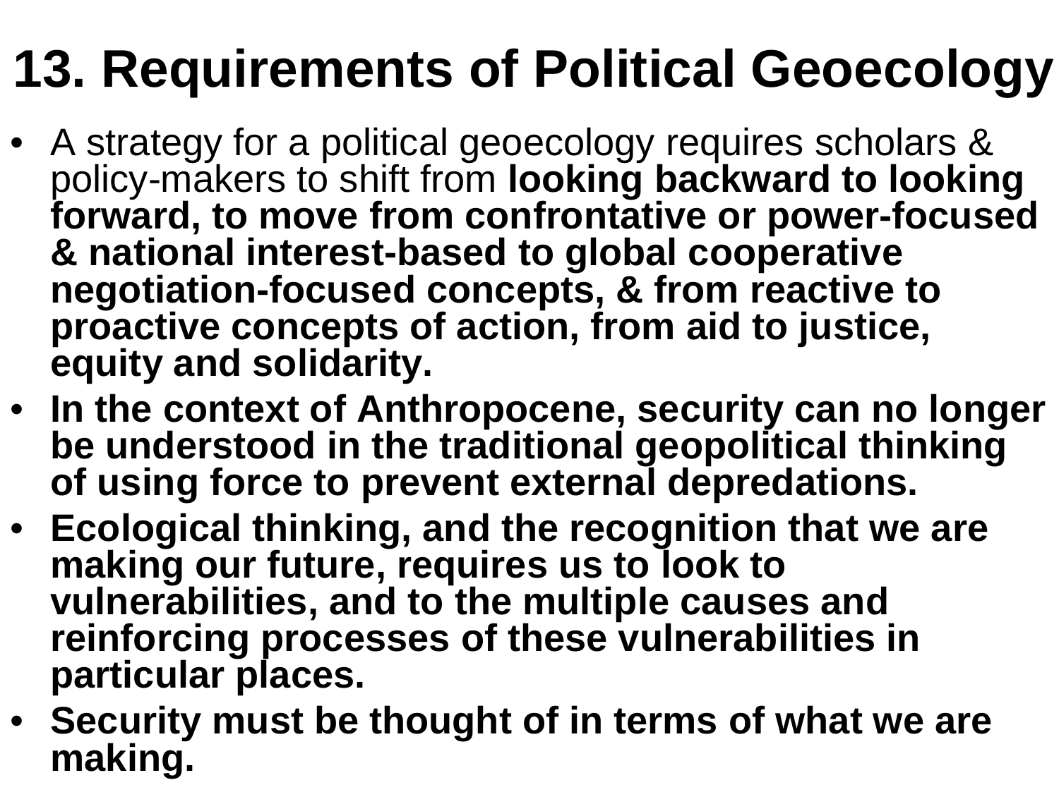# 13. Requirements of Political Geoecology

- A strategy for a political geoecology requires scholars & policy-makers to shift from **looking backward to looking forward, to move from confrontative or power-focused & national interest-based to global cooperative negotiation-focused concepts, & from reactive to proactive concepts of action, from aid to justice, equity and solidarity.**
- **In the context of Anthropocene, security can no longer be understood in the traditional geopolitical thinking of using force to prevent external depredations.**
- **Ecological thinking, and the recognition that we are making our future, requires us to look to vulnerabilities, and to the multiple causes and reinforcing processes of these vulnerabilities in particular places.**
- **Security must be thought of in terms of what we are making.**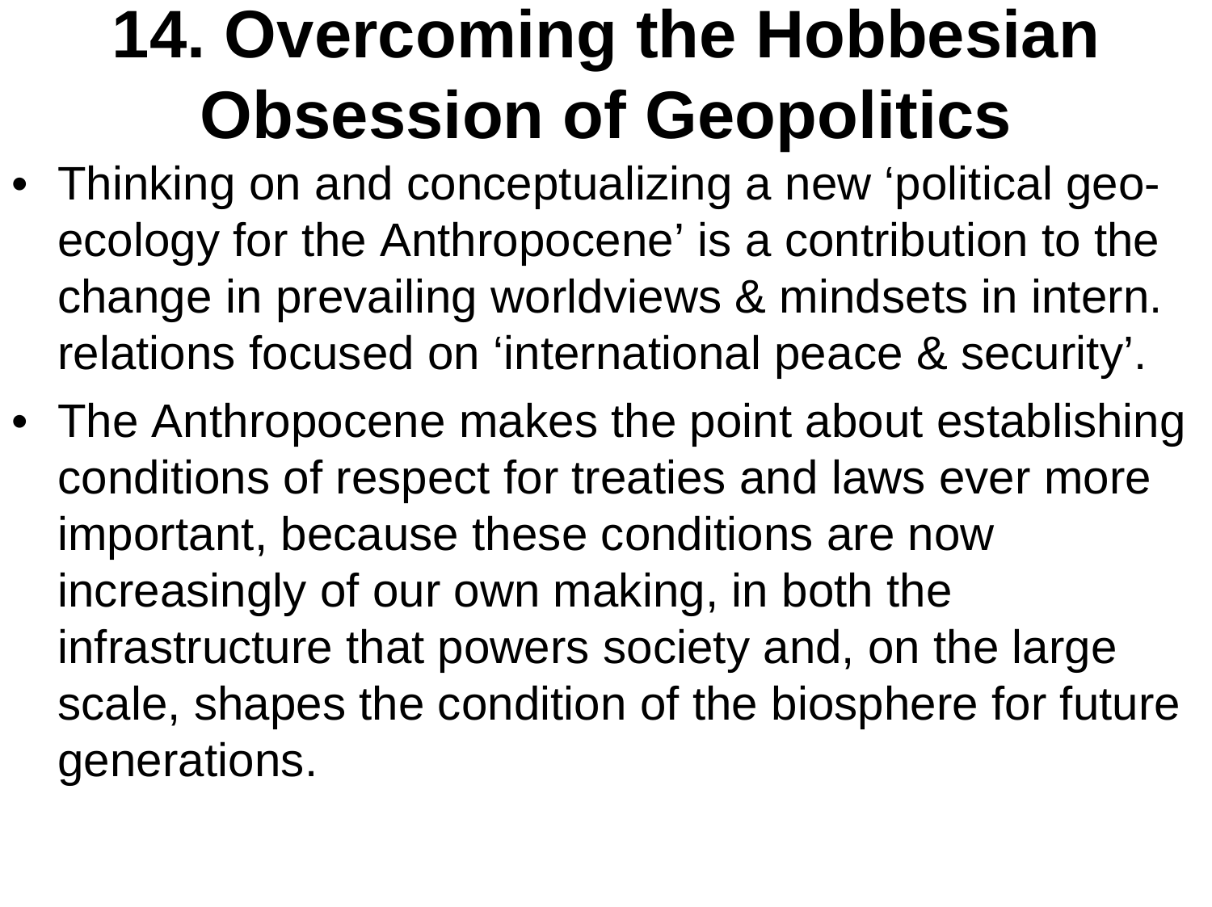# 14. Overcoming the Hobbesian Obsession of Geopolitics

- Thinking on and conceptualizing a new ‘political geo-ecology for the Anthropocene’ is a contribution to the change in prevailing worldviews & mindsets in intern. relations focused on ‘international peace & security’.
- The Anthropocene makes the point about establishing conditions of respect for treaties and laws ever more important, because these conditions are now increasingly of our own making, in both the infrastructure that powers society and, on the large scale, shapes the condition of the biosphere for future generations.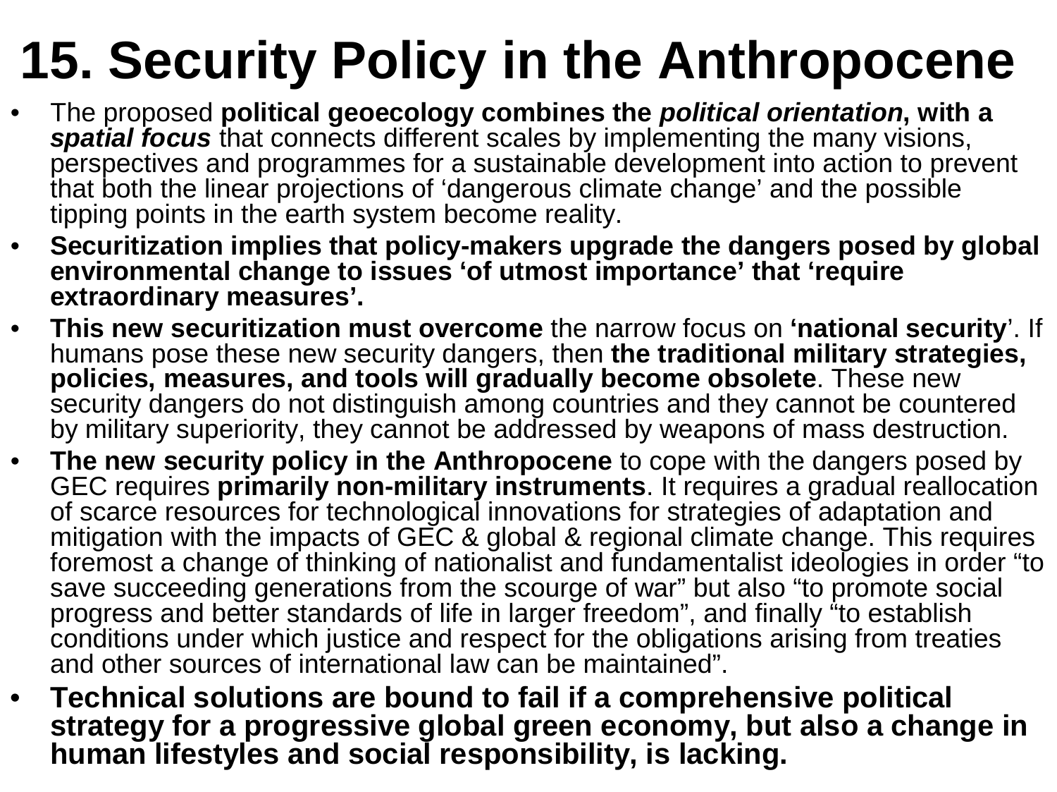# 15. Security Policy in the Anthropocene

- The proposed **political geoecology combines the *political orientation*, with a *spatial focus*** that connects different scales by implementing the many visions, perspectives and programmes for a sustainable development into action to prevent that both the linear projections of 'dangerous climate change' and the possible tipping points in the earth system become reality.
- **Securitization implies that policy-makers upgrade the dangers posed by global environmental change to issues 'of utmost importance' that 'require extraordinary measures'.**
- **This new securitization must overcome** the narrow focus on **'national security**'. If humans pose these new security dangers, then **the traditional military strategies, policies, measures, and tools will gradually become obsolete**. These new security dangers do not distinguish among countries and they cannot be countered by military superiority, they cannot be addressed by weapons of mass destruction.
- **The new security policy in the Anthropocene** to cope with the dangers posed by GEC requires **primarily non-military instruments**. It requires a gradual reallocation of scarce resources for technological innovations for strategies of adaptation and mitigation with the impacts of GEC & global & regional climate change. This requires foremost a change of thinking of nationalist and fundamentalist ideologies in order "to save succeeding generations from the scourge of war" but also "to promote social progress and better standards of life in larger freedom", and finally "to establish conditions under which justice and respect for the obligations arising from treaties and other sources of international law can be maintained".
- **Technical solutions are bound to fail if a comprehensive political strategy for a progressive global green economy, but also a change in human lifestyles and social responsibility, is lacking.**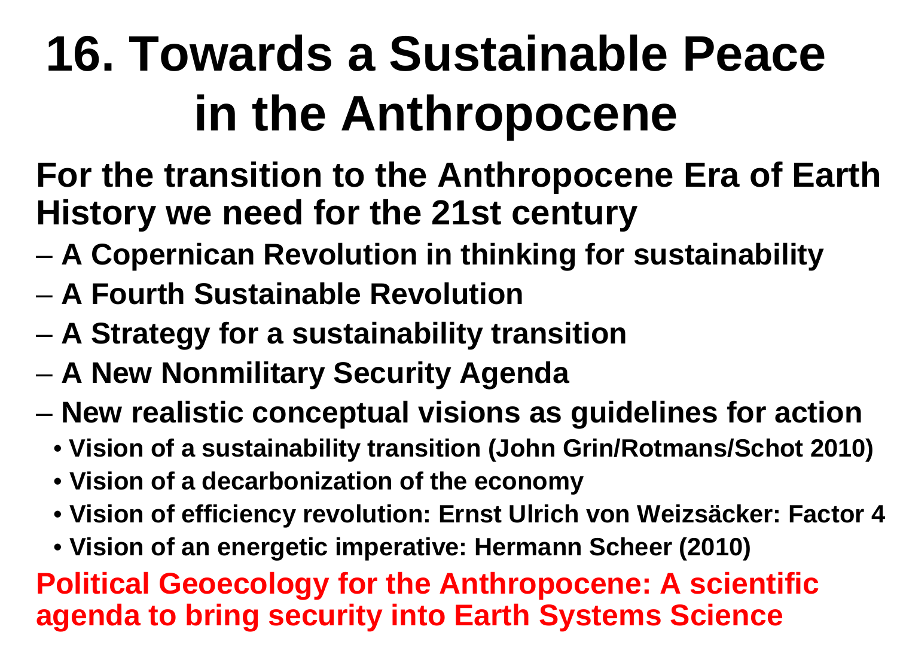# 16. Towards a Sustainable Peace in the Anthropocene

**For the transition to the Anthropocene Era of Earth History we need for the 21st century**

- **A Copernican Revolution in thinking for sustainability**
- **A Fourth Sustainable Revolution**
- **A Strategy for a sustainability transition**
- **A New Nonmilitary Security Agenda**
- **New realistic conceptual visions as guidelines for action**
  - **Vision of a sustainability transition (John Grin/Rotmans/Schot 2010)**
  - **Vision of a decarbonization of the economy**
  - **Vision of efficiency revolution: Ernst Ulrich von Weizsäcker: Factor 4**
  - **Vision of an energetic imperative: Hermann Scheer (2010)**

**Political Geoecology for the Anthropocene: A scientific agenda to bring security into Earth Systems Science**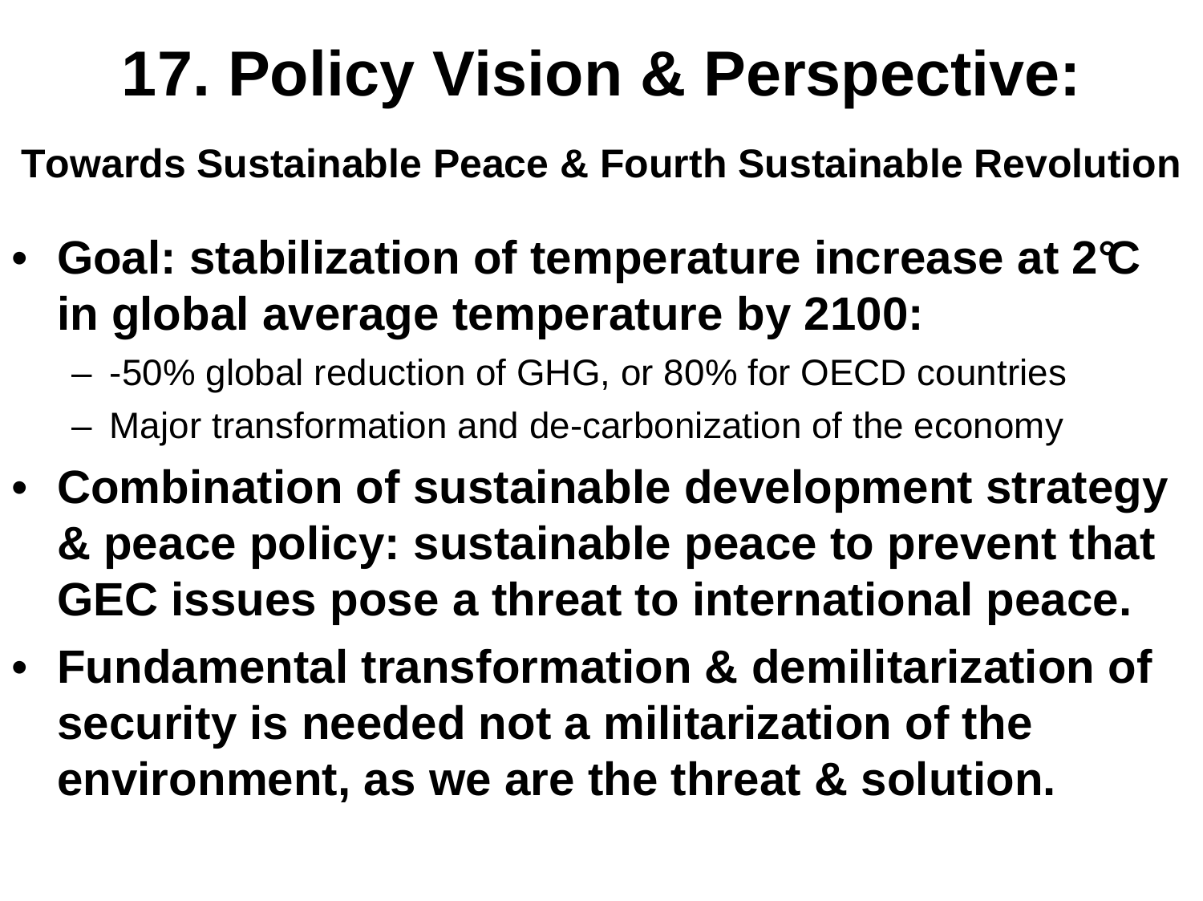# 17. Policy Vision & Perspective:

**Towards Sustainable Peace & Fourth Sustainable Revolution**

- **Goal: stabilization of temperature increase at 2℃ in global average temperature by 2100:**
  - -50% global reduction of GHG, or 80% for OECD countries
  - Major transformation and de-carbonization of the economy
- **Combination of sustainable development strategy & peace policy: sustainable peace to prevent that GEC issues pose a threat to international peace.**
- **Fundamental transformation & demilitarization of security is needed not a militarization of the environment, as we are the threat & solution.**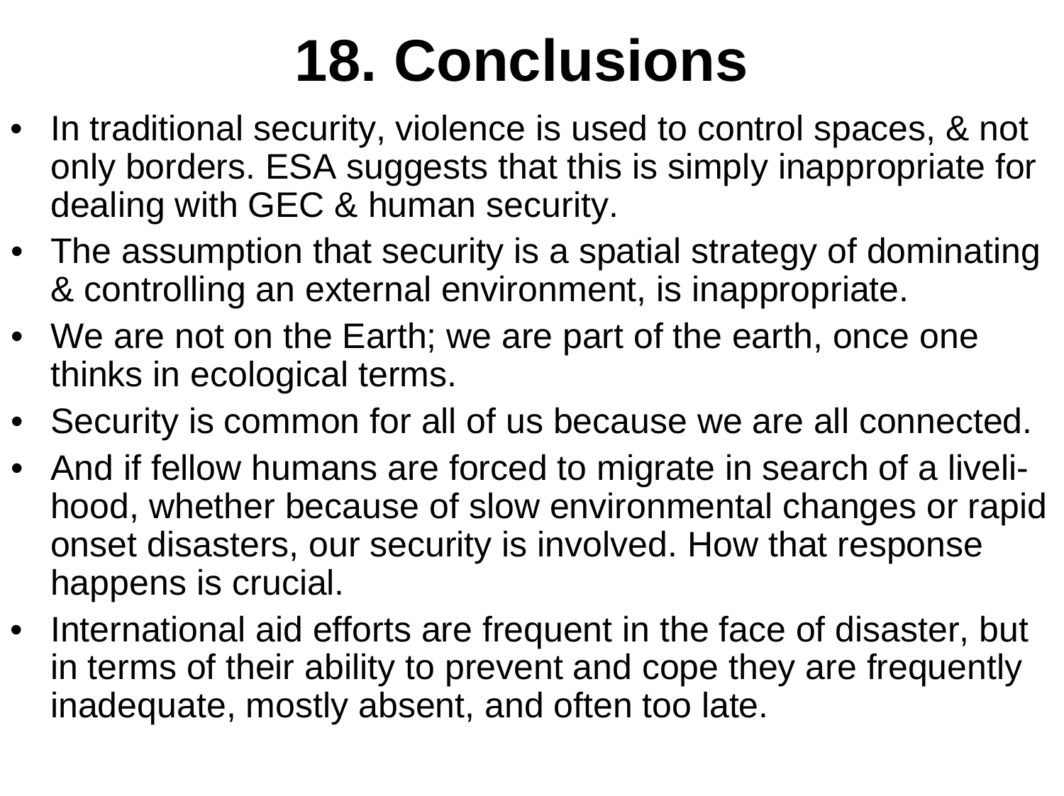# 18. Conclusions

- In traditional security, violence is used to control spaces, & not only borders. ESA suggests that this is simply inappropriate for dealing with GEC & human security.
- The assumption that security is a spatial strategy of dominating & controlling an external environment, is inappropriate.
- We are not on the Earth; we are part of the earth, once one thinks in ecological terms.
- Security is common for all of us because we are all connected.
- And if fellow humans are forced to migrate in search of a livelihood, whether because of slow environmental changes or rapid onset disasters, our security is involved. How that response happens is crucial.
- International aid efforts are frequent in the face of disaster, but in terms of their ability to prevent and cope they are frequently inadequate, mostly absent, and often too late.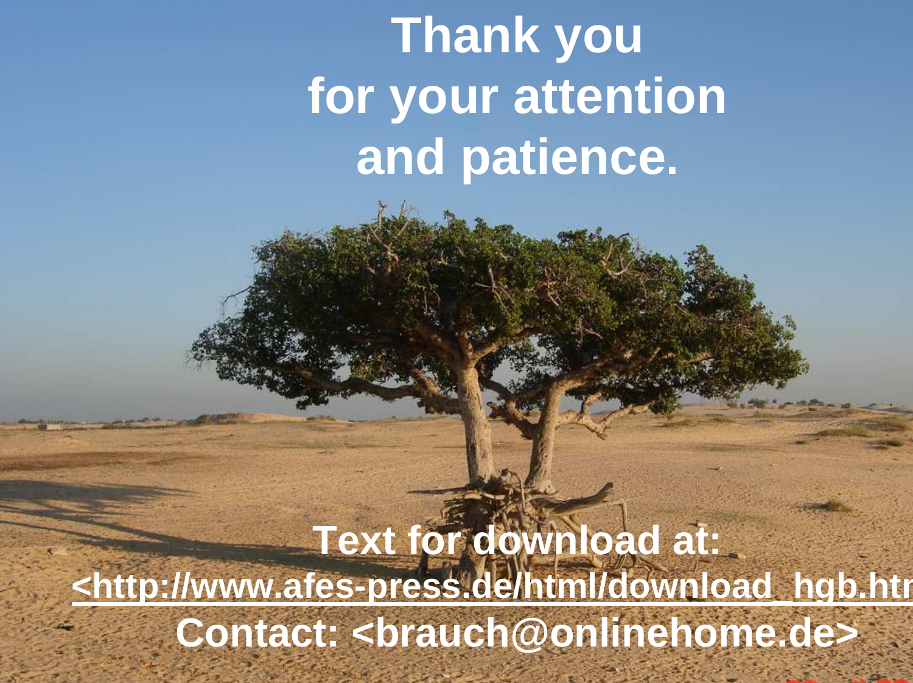# Thank you for your attention and patience.

**Text for download at:**

**<http://www.afes-press.de/html/download_hgb.htm**

**Contact: <brauch@onlinehome.de>**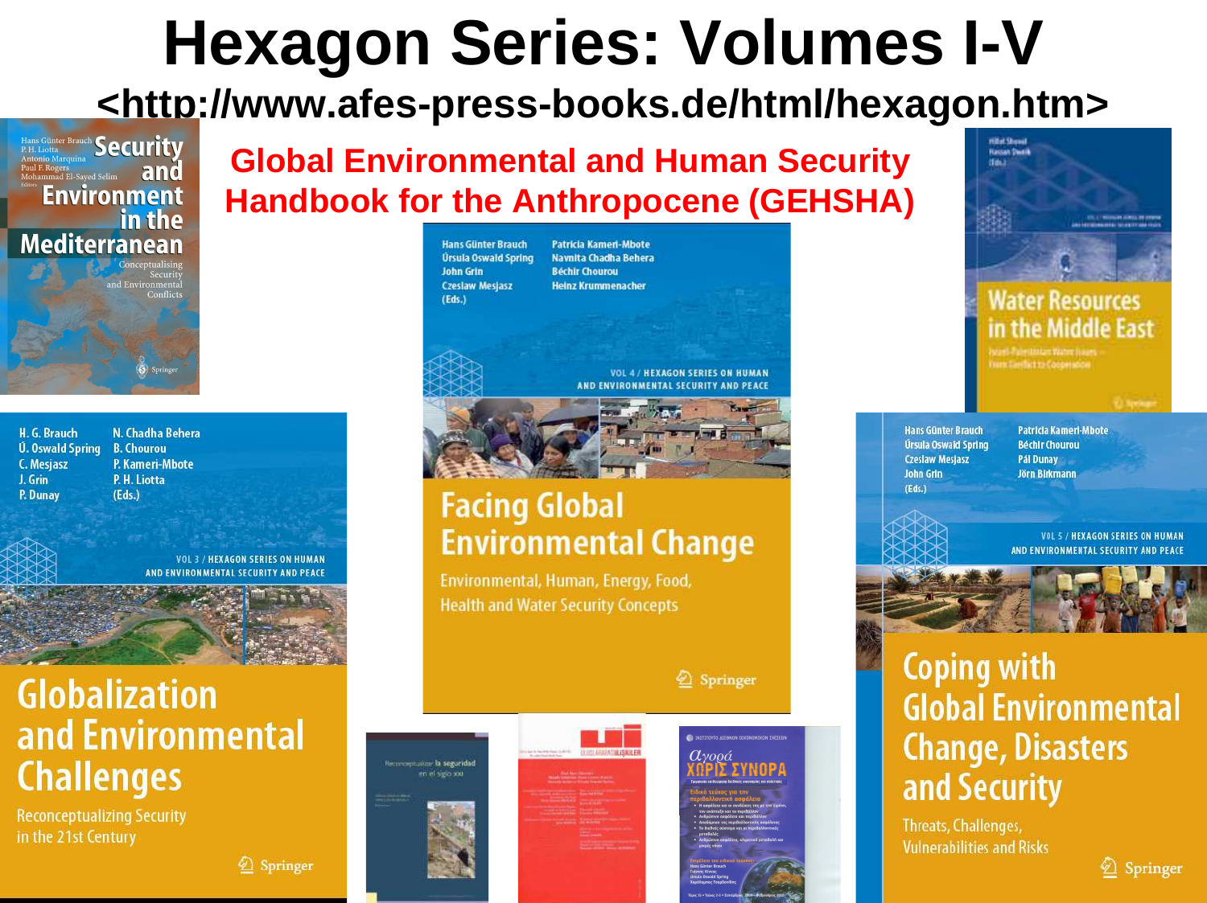# Hexagon Series: Volumes I-V

## <http://www.afes-press-books.de/html/hexagon.htm>

**Global Environmental and Human Security Handbook for the Anthropocene (GEHSHA)**

Hans Günter Brauch
P. H. Liotta
Antonio Marquina
Paul F. Rogers
Mohammad El-Sayed Selim
Editors

**Security and Environment in the Mediterranean**

Conceptualising Security and Environmental Conflicts

Springer

Hans Günter Brauch, Úrsula Oswald Spring, John Grin, Czeslaw Mesjasz (Eds.), Patricia Kameri-Mbote, Navnita Chadha Behera, Béchir Chourou, Heinz Krummenacher

VOL 4 / HEXAGON SERIES ON HUMAN AND ENVIRONMENTAL SECURITY AND PEACE

**Facing Global Environmental Change**

Environmental, Human, Energy, Food, Health and Water Security Concepts

Springer

Hillel Shuval, Hassan Dweik (Eds.)

**Water Resources in the Middle East**

Israeli-Palestinian Water Issues – From Conflict to Cooperation

Springer

H. G. Brauch, Ú. Oswald Spring, C. Mesjasz, J. Grin, P. Dunay, N. Chadha Behera, B. Chourou, P. Kameri-Mbote, P. H. Liotta (Eds.)

VOL 3 / HEXAGON SERIES ON HUMAN AND ENVIRONMENTAL SECURITY AND PEACE

**Globalization and Environmental Challenges**

Reconceptualizing Security in the 21st Century

Springer

Hans Günter Brauch, Úrsula Oswald Spring, Czeslaw Mesjasz, John Grin, Patricia Kameri-Mbote, Béchir Chourou, Pál Dunay, Jörn Birkmann (Eds.)

VOL 5 / HEXAGON SERIES ON HUMAN AND ENVIRONMENTAL SECURITY AND PEACE

**Coping with Global Environmental Change, Disasters and Security**

Threats, Challenges, Vulnerabilities and Risks

Springer

Reconceptualizar la seguridad en el siglo XXI

ULUSLARARASI İLİŞKİLER

αγορά ΧΩΡΙΣ ΣΥΝΟΡΑ